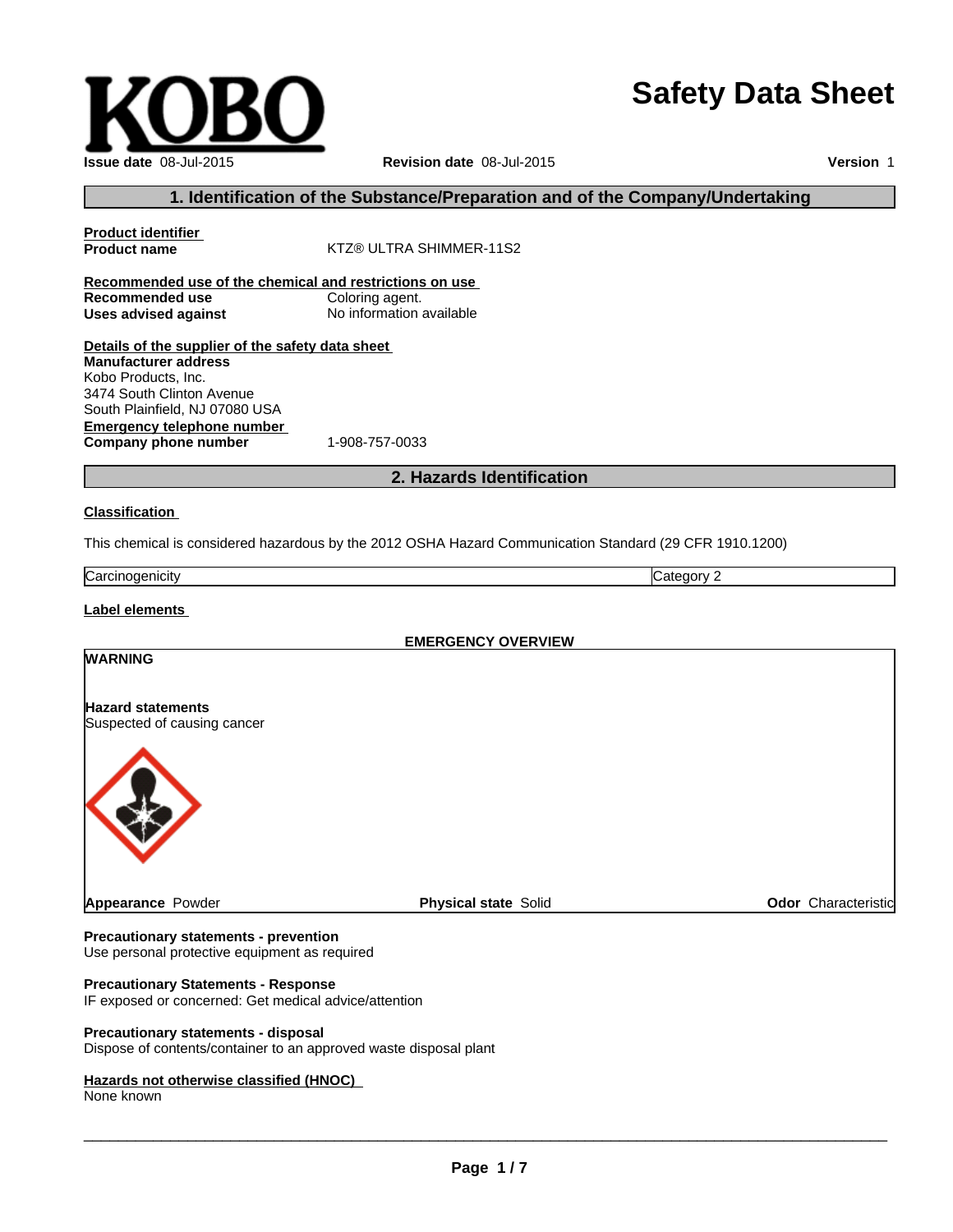KOBO

# Safety Data Sheet

**Issue date** 08-Jul-2015 **Revision date** 08-Jul-2015 **Version** 1

## 1. Identification of the Substance/Preparation and of the Company/Undertaking

**Product identifier**

**Product name** KTZ® ULTRA SHIMMER-11S2

**Recommended use of the chemical and restrictions on use**

**Recommended use** Coloring agent.

**Uses advised against** No information available

**Details of the supplier of the safety data sheet**

**Manufacturer address**

Kobo Products, Inc.
3474 South Clinton Avenue
South Plainfield, NJ 07080 USA

**Emergency telephone number**

**Company phone number** 1-908-757-0033

## 2. Hazards Identification

**Classification**

This chemical is considered hazardous by the 2012 OSHA Hazard Communication Standard (29 CFR 1910.1200)

| Carcinogenicity | Category 2 |
|---|---|

**Label elements**

**EMERGENCY OVERVIEW**

**WARNING**

**Hazard statements**

Suspected of causing cancer

**Appearance** Powder **Physical state** Solid **Odor** Characteristic

**Precautionary statements - prevention**

Use personal protective equipment as required

**Precautionary Statements - Response**

IF exposed or concerned: Get medical advice/attention

**Precautionary statements - disposal**

Dispose of contents/container to an approved waste disposal plant

**Hazards not otherwise classified (HNOC)**

None known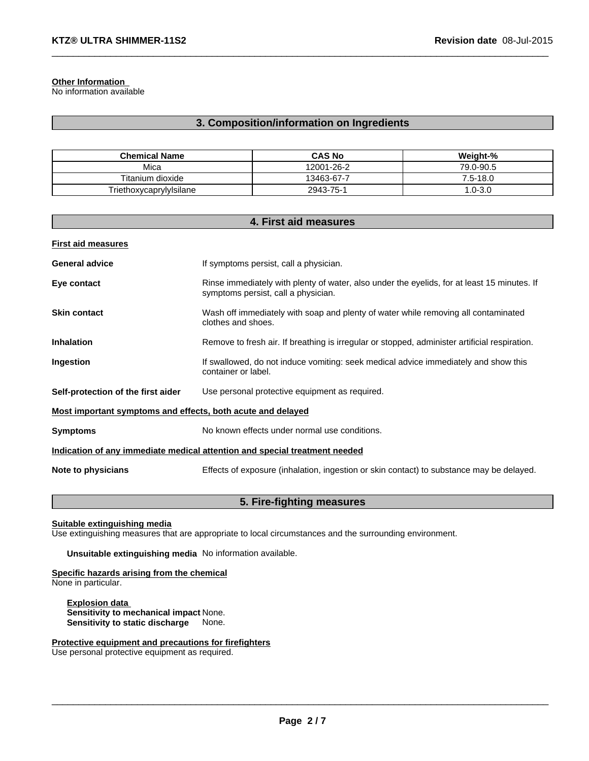**Other Information**
No information available

## 3. Composition/information on Ingredients

| Chemical Name | CAS No | Weight-% |
| --- | --- | --- |
| Mica | 12001-26-2 | 79.0-90.5 |
| Titanium dioxide | 13463-67-7 | 7.5-18.0 |
| Triethoxycaprylylsilane | 2943-75-1 | 1.0-3.0 |

## 4. First aid measures

**First aid measures**

**General advice** If symptoms persist, call a physician.

**Eye contact** Rinse immediately with plenty of water, also under the eyelids, for at least 15 minutes. If symptoms persist, call a physician.

**Skin contact** Wash off immediately with soap and plenty of water while removing all contaminated clothes and shoes.

**Inhalation** Remove to fresh air. If breathing is irregular or stopped, administer artificial respiration.

**Ingestion** If swallowed, do not induce vomiting: seek medical advice immediately and show this container or label.

**Self-protection of the first aider** Use personal protective equipment as required.

**Most important symptoms and effects, both acute and delayed**

**Symptoms** No known effects under normal use conditions.

**Indication of any immediate medical attention and special treatment needed**

**Note to physicians** Effects of exposure (inhalation, ingestion or skin contact) to substance may be delayed.

## 5. Fire-fighting measures

**Suitable extinguishing media**
Use extinguishing measures that are appropriate to local circumstances and the surrounding environment.

**Unsuitable extinguishing media** No information available.

**Specific hazards arising from the chemical**
None in particular.

**Explosion data**
**Sensitivity to mechanical impact** None.
**Sensitivity to static discharge** None.

**Protective equipment and precautions for firefighters**
Use personal protective equipment as required.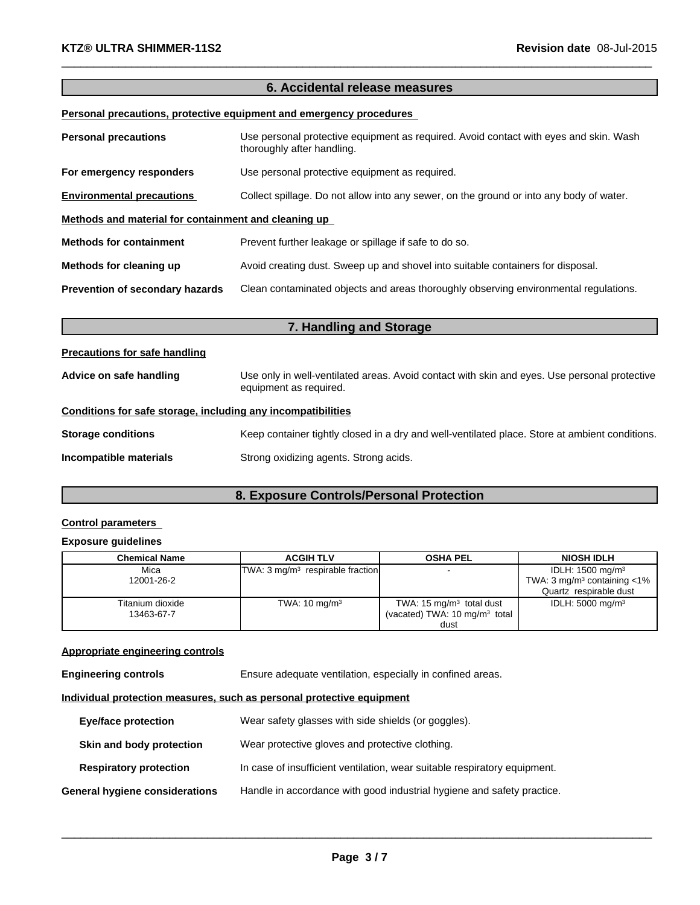## 6. Accidental release measures

**Personal precautions, protective equipment and emergency procedures**

**Personal precautions** Use personal protective equipment as required. Avoid contact with eyes and skin. Wash thoroughly after handling.

**For emergency responders** Use personal protective equipment as required.

**Environmental precautions** Collect spillage. Do not allow into any sewer, on the ground or into any body of water.

**Methods and material for containment and cleaning up**

**Methods for containment** Prevent further leakage or spillage if safe to do so.

**Methods for cleaning up** Avoid creating dust. Sweep up and shovel into suitable containers for disposal.

**Prevention of secondary hazards** Clean contaminated objects and areas thoroughly observing environmental regulations.

## 7. Handling and Storage

**Precautions for safe handling**

**Advice on safe handling** Use only in well-ventilated areas. Avoid contact with skin and eyes. Use personal protective equipment as required.

**Conditions for safe storage, including any incompatibilities**

**Storage conditions** Keep container tightly closed in a dry and well-ventilated place. Store at ambient conditions.

**Incompatible materials** Strong oxidizing agents. Strong acids.

## 8. Exposure Controls/Personal Protection

**Control parameters**

**Exposure guidelines**

| Chemical Name | ACGIH TLV | OSHA PEL | NIOSH IDLH |
|---|---|---|---|
| Mica<br>12001-26-2 | TWA: 3 mg/m³ respirable fraction | - | IDLH: 1500 mg/m³<br>TWA: 3 mg/m³ containing <1% Quartz respirable dust |
| Titanium dioxide<br>13463-67-7 | TWA: 10 mg/m³ | TWA: 15 mg/m³ total dust<br>(vacated) TWA: 10 mg/m³ total dust | IDLH: 5000 mg/m³ |

**Appropriate engineering controls**

**Engineering controls** Ensure adequate ventilation, especially in confined areas.

**Individual protection measures, such as personal protective equipment**

**Eye/face protection** Wear safety glasses with side shields (or goggles).

**Skin and body protection** Wear protective gloves and protective clothing.

**Respiratory protection** In case of insufficient ventilation, wear suitable respiratory equipment.

**General hygiene considerations** Handle in accordance with good industrial hygiene and safety practice.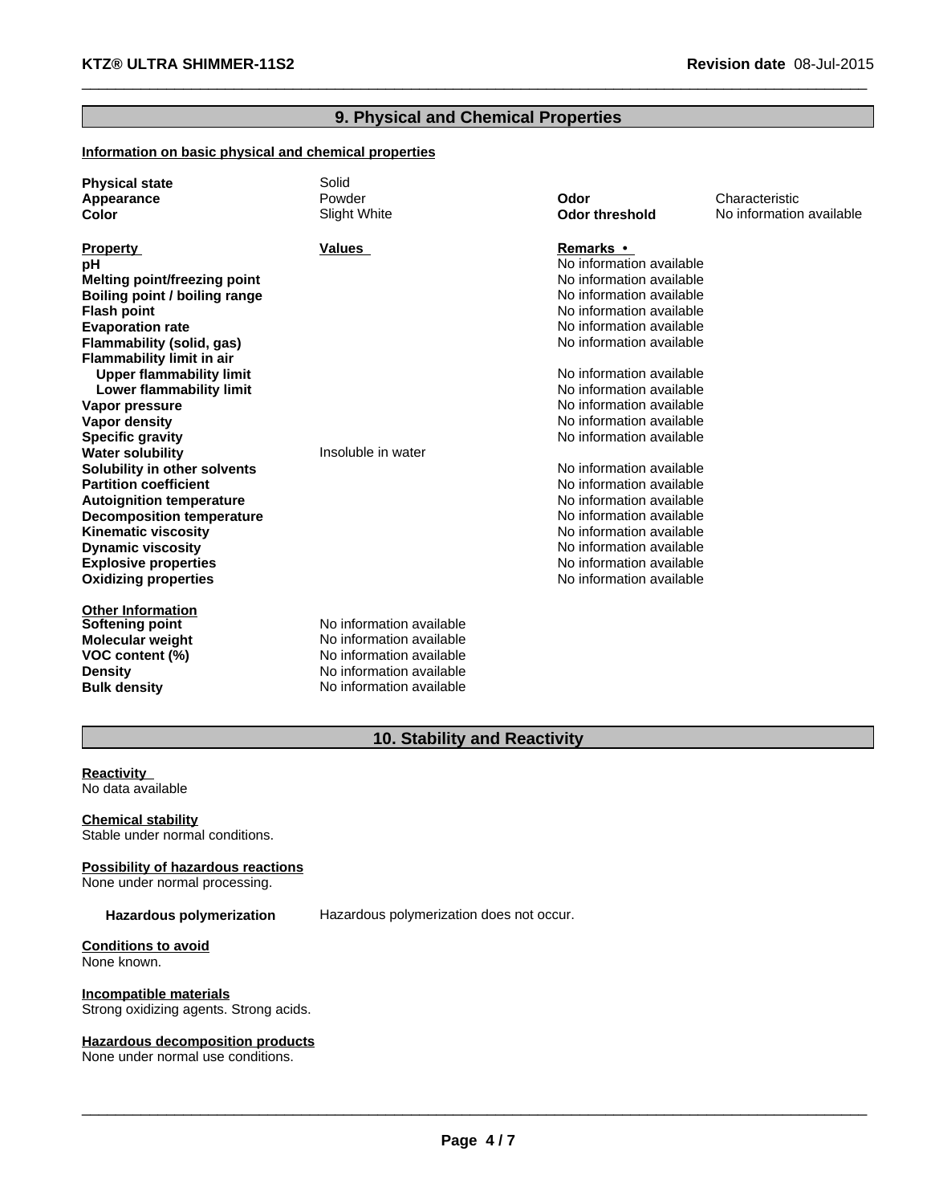## 9. Physical and Chemical Properties

**Information on basic physical and chemical properties**

| | | | |
|---|---|---|---|
| **Physical state** | Solid | | |
| **Appearance** | Powder | **Odor** | Characteristic |
| **Color** | Slight White | **Odor threshold** | No information available |

| **Property** | **Values** | **Remarks •** |
|---|---|---|
| **pH** | | No information available |
| **Melting point/freezing point** | | No information available |
| **Boiling point / boiling range** | | No information available |
| **Flash point** | | No information available |
| **Evaporation rate** | | No information available |
| **Flammability (solid, gas)** | | No information available |
| **Flammability limit in air** | | |
| **Upper flammability limit** | | No information available |
| **Lower flammability limit** | | No information available |
| **Vapor pressure** | | No information available |
| **Vapor density** | | No information available |
| **Specific gravity** | | No information available |
| **Water solubility** | Insoluble in water | |
| **Solubility in other solvents** | | No information available |
| **Partition coefficient** | | No information available |
| **Autoignition temperature** | | No information available |
| **Decomposition temperature** | | No information available |
| **Kinematic viscosity** | | No information available |
| **Dynamic viscosity** | | No information available |
| **Explosive properties** | | No information available |
| **Oxidizing properties** | | No information available |

**Other Information**

| | |
|---|---|
| **Softening point** | No information available |
| **Molecular weight** | No information available |
| **VOC content (%)** | No information available |
| **Density** | No information available |
| **Bulk density** | No information available |

## 10. Stability and Reactivity

**Reactivity**
No data available

**Chemical stability**
Stable under normal conditions.

**Possibility of hazardous reactions**
None under normal processing.

**Hazardous polymerization** Hazardous polymerization does not occur.

**Conditions to avoid**
None known.

**Incompatible materials**
Strong oxidizing agents. Strong acids.

**Hazardous decomposition products**
None under normal use conditions.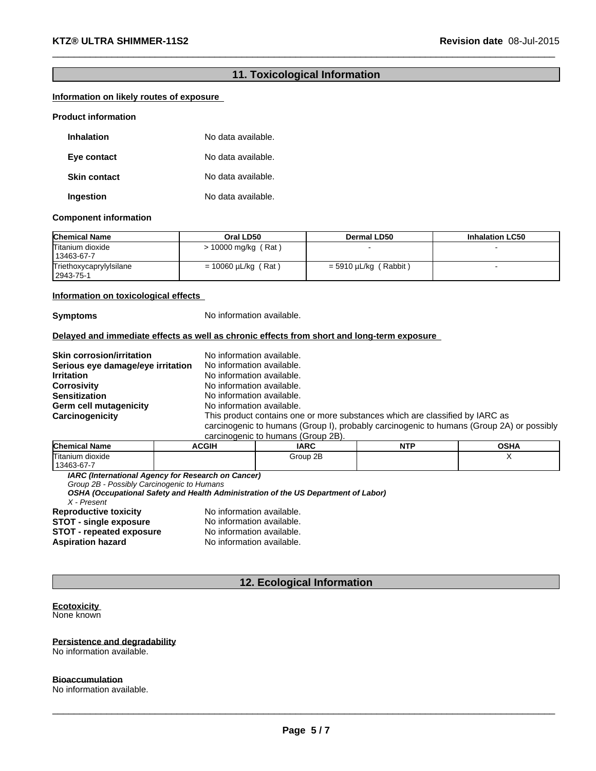## 11. Toxicological Information

**Information on likely routes of exposure**

**Product information**

**Inhalation** No data available.

**Eye contact** No data available.

**Skin contact** No data available.

**Ingestion** No data available.

**Component information**

| Chemical Name | Oral LD50 | Dermal LD50 | Inhalation LC50 |
|---|---|---|---|
| Titanium dioxide 13463-67-7 | > 10000 mg/kg ( Rat ) | - | - |
| Triethoxycaprylylsilane 2943-75-1 | = 10060 µL/kg ( Rat ) | = 5910 µL/kg ( Rabbit ) | - |

**Information on toxicological effects**

**Symptoms** No information available.

**Delayed and immediate effects as well as chronic effects from short and long-term exposure**

**Skin corrosion/irritation** No information available.
**Serious eye damage/eye irritation** No information available.
**Irritation** No information available.
**Corrosivity** No information available.
**Sensitization** No information available.
**Germ cell mutagenicity** No information available.
**Carcinogenicity** This product contains one or more substances which are classified by IARC as carcinogenic to humans (Group I), probably carcinogenic to humans (Group 2A) or possibly carcinogenic to humans (Group 2B).

| Chemical Name | ACGIH | IARC | NTP | OSHA |
|---|---|---|---|---|
| Titanium dioxide 13463-67-7 | | Group 2B | | X |

***IARC (International Agency for Research on Cancer)***
*Group 2B - Possibly Carcinogenic to Humans*
***OSHA (Occupational Safety and Health Administration of the US Department of Labor)***
*X - Present*

**Reproductive toxicity** No information available.
**STOT - single exposure** No information available.
**STOT - repeated exposure** No information available.
**Aspiration hazard** No information available.

## 12. Ecological Information

**Ecotoxicity**
None known

**Persistence and degradability**
No information available.

**Bioaccumulation**
No information available.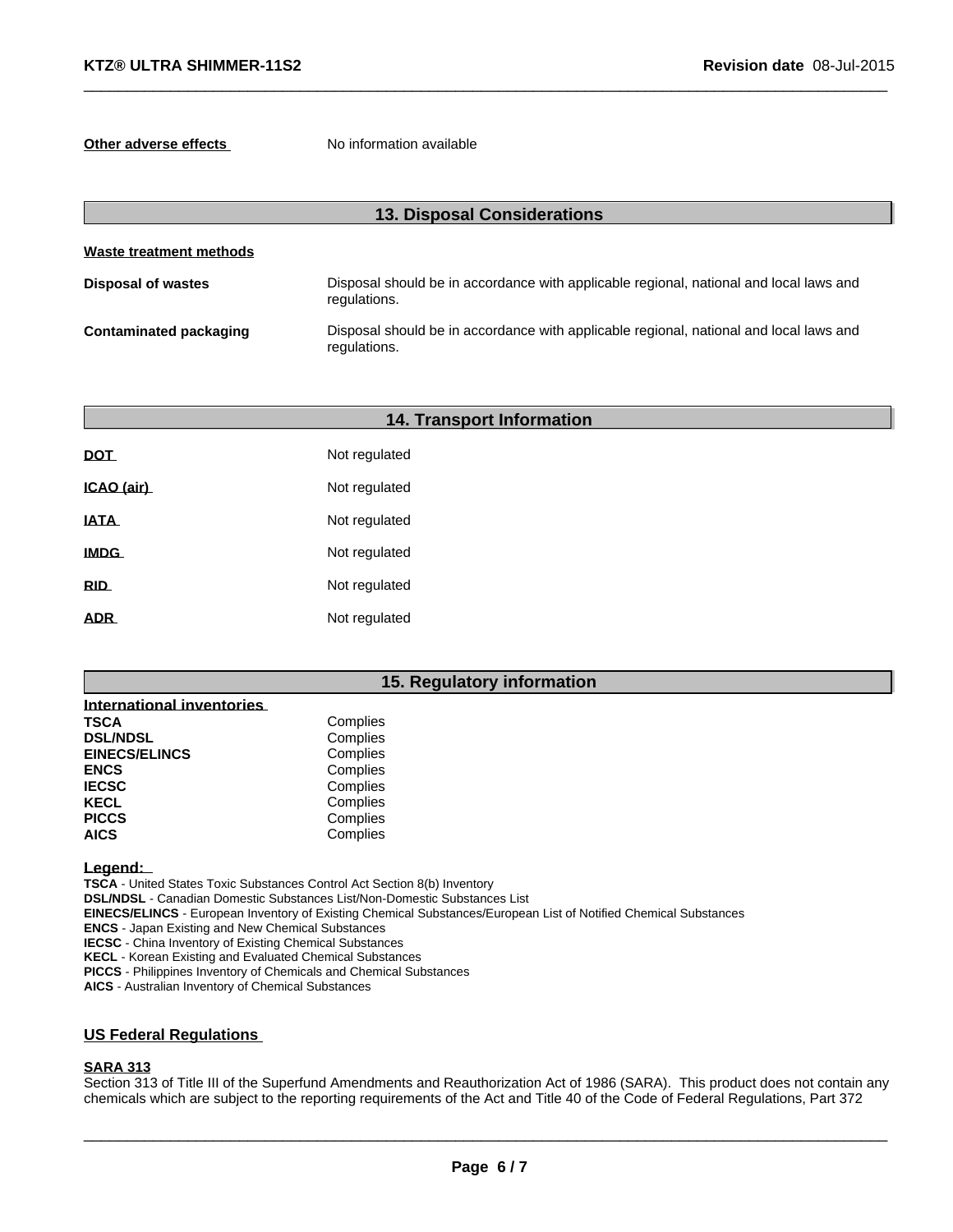**Other adverse effects** No information available

## 13. Disposal Considerations

**Waste treatment methods**

| | |
|---|---|
| **Disposal of wastes** | Disposal should be in accordance with applicable regional, national and local laws and regulations. |
| **Contaminated packaging** | Disposal should be in accordance with applicable regional, national and local laws and regulations. |

## 14. Transport Information

| | |
|---|---|
| **DOT** | Not regulated |
| **ICAO (air)** | Not regulated |
| **IATA** | Not regulated |
| **IMDG** | Not regulated |
| **RID** | Not regulated |
| **ADR** | Not regulated |

## 15. Regulatory information

**International inventories**

| | |
|---|---|
| **TSCA** | Complies |
| **DSL/NDSL** | Complies |
| **EINECS/ELINCS** | Complies |
| **ENCS** | Complies |
| **IECSC** | Complies |
| **KECL** | Complies |
| **PICCS** | Complies |
| **AICS** | Complies |

**Legend:**

**TSCA** - United States Toxic Substances Control Act Section 8(b) Inventory
**DSL/NDSL** - Canadian Domestic Substances List/Non-Domestic Substances List
**EINECS/ELINCS** - European Inventory of Existing Chemical Substances/European List of Notified Chemical Substances
**ENCS** - Japan Existing and New Chemical Substances
**IECSC** - China Inventory of Existing Chemical Substances
**KECL** - Korean Existing and Evaluated Chemical Substances
**PICCS** - Philippines Inventory of Chemicals and Chemical Substances
**AICS** - Australian Inventory of Chemical Substances

### US Federal Regulations

**SARA 313**

Section 313 of Title III of the Superfund Amendments and Reauthorization Act of 1986 (SARA). This product does not contain any chemicals which are subject to the reporting requirements of the Act and Title 40 of the Code of Federal Regulations, Part 372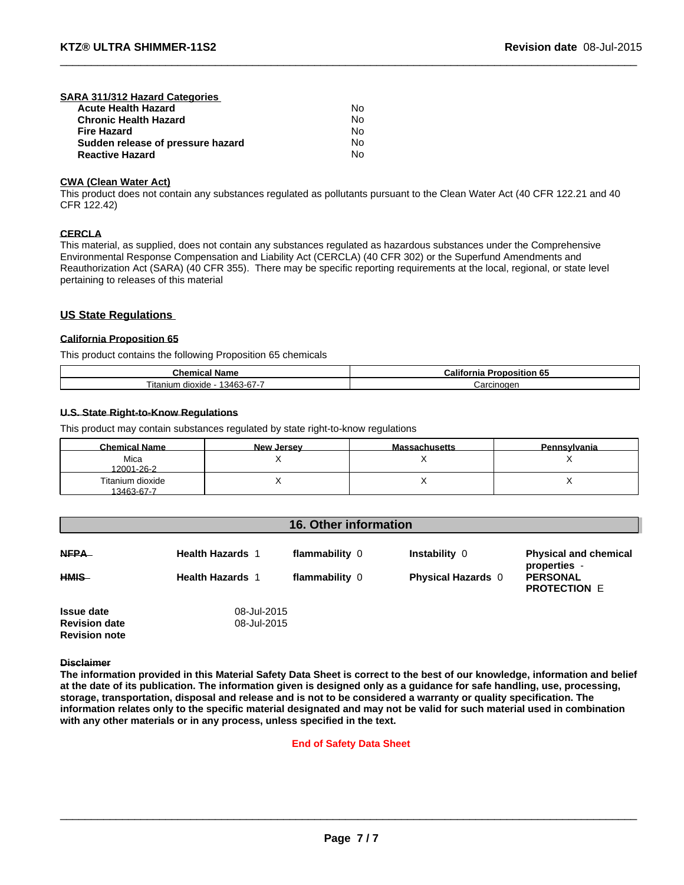### SARA 311/312 Hazard Categories

| | |
|---|---|
| **Acute Health Hazard** | No |
| **Chronic Health Hazard** | No |
| **Fire Hazard** | No |
| **Sudden release of pressure hazard** | No |
| **Reactive Hazard** | No |

### CWA (Clean Water Act)

This product does not contain any substances regulated as pollutants pursuant to the Clean Water Act (40 CFR 122.21 and 40 CFR 122.42)

### CERCLA

This material, as supplied, does not contain any substances regulated as hazardous substances under the Comprehensive Environmental Response Compensation and Liability Act (CERCLA) (40 CFR 302) or the Superfund Amendments and Reauthorization Act (SARA) (40 CFR 355). There may be specific reporting requirements at the local, regional, or state level pertaining to releases of this material

## US State Regulations

### California Proposition 65

This product contains the following Proposition 65 chemicals

| Chemical Name | California Proposition 65 |
|---|---|
| Titanium dioxide - 13463-67-7 | Carcinogen |

### U.S. State Right-to-Know Regulations

This product may contain substances regulated by state right-to-know regulations

| Chemical Name | New Jersey | Massachusetts | Pennsylvania |
|---|---|---|---|
| Mica 12001-26-2 | X | X | X |
| Titanium dioxide 13463-67-7 | X | X | X |

## 16. Other information

| | | | | |
|---|---|---|---|---|
| **NFPA** | **Health Hazards** 1 | **flammability** 0 | **Instability** 0 | **Physical and chemical properties** - |
| **HMIS** | **Health Hazards** 1 | **flammability** 0 | **Physical Hazards** 0 | **PERSONAL PROTECTION** E |

**Issue date** 08-Jul-2015
**Revision date** 08-Jul-2015
**Revision note**

### Disclaimer

**The information provided in this Material Safety Data Sheet is correct to the best of our knowledge, information and belief at the date of its publication. The information given is designed only as a guidance for safe handling, use, processing, storage, transportation, disposal and release and is not to be considered a warranty or quality specification. The information relates only to the specific material designated and may not be valid for such material used in combination with any other materials or in any process, unless specified in the text.**

**End of Safety Data Sheet**